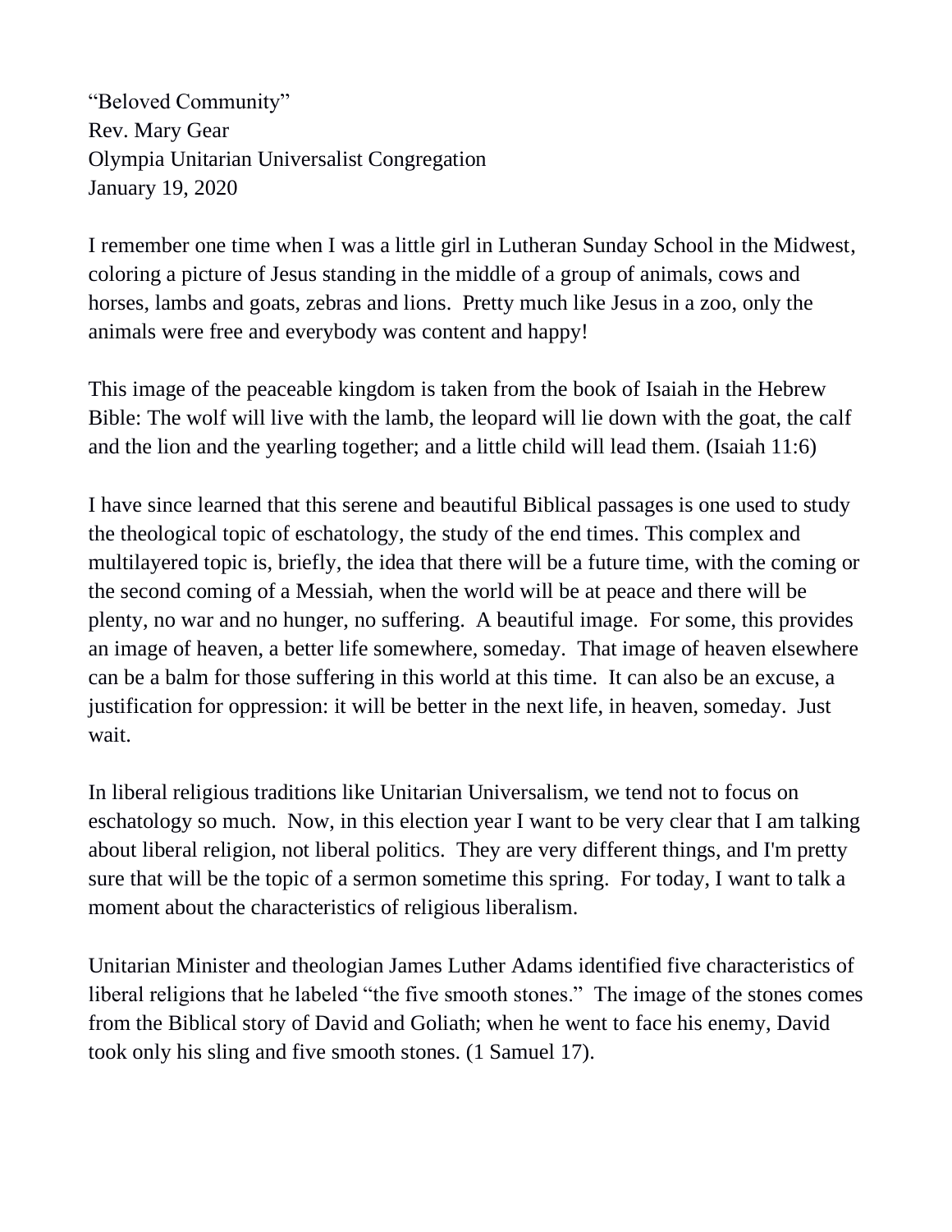"Beloved Community"
Rev. Mary Gear
Olympia Unitarian Universalist Congregation
January 19, 2020

I remember one time when I was a little girl in Lutheran Sunday School in the Midwest, coloring a picture of Jesus standing in the middle of a group of animals, cows and horses, lambs and goats, zebras and lions. Pretty much like Jesus in a zoo, only the animals were free and everybody was content and happy!

This image of the peaceable kingdom is taken from the book of Isaiah in the Hebrew Bible: The wolf will live with the lamb, the leopard will lie down with the goat, the calf and the lion and the yearling together; and a little child will lead them. (Isaiah 11:6)

I have since learned that this serene and beautiful Biblical passages is one used to study the theological topic of eschatology, the study of the end times. This complex and multilayered topic is, briefly, the idea that there will be a future time, with the coming or the second coming of a Messiah, when the world will be at peace and there will be plenty, no war and no hunger, no suffering. A beautiful image. For some, this provides an image of heaven, a better life somewhere, someday. That image of heaven elsewhere can be a balm for those suffering in this world at this time. It can also be an excuse, a justification for oppression: it will be better in the next life, in heaven, someday. Just wait.

In liberal religious traditions like Unitarian Universalism, we tend not to focus on eschatology so much. Now, in this election year I want to be very clear that I am talking about liberal religion, not liberal politics. They are very different things, and I'm pretty sure that will be the topic of a sermon sometime this spring. For today, I want to talk a moment about the characteristics of religious liberalism.

Unitarian Minister and theologian James Luther Adams identified five characteristics of liberal religions that he labeled "the five smooth stones." The image of the stones comes from the Biblical story of David and Goliath; when he went to face his enemy, David took only his sling and five smooth stones. (1 Samuel 17).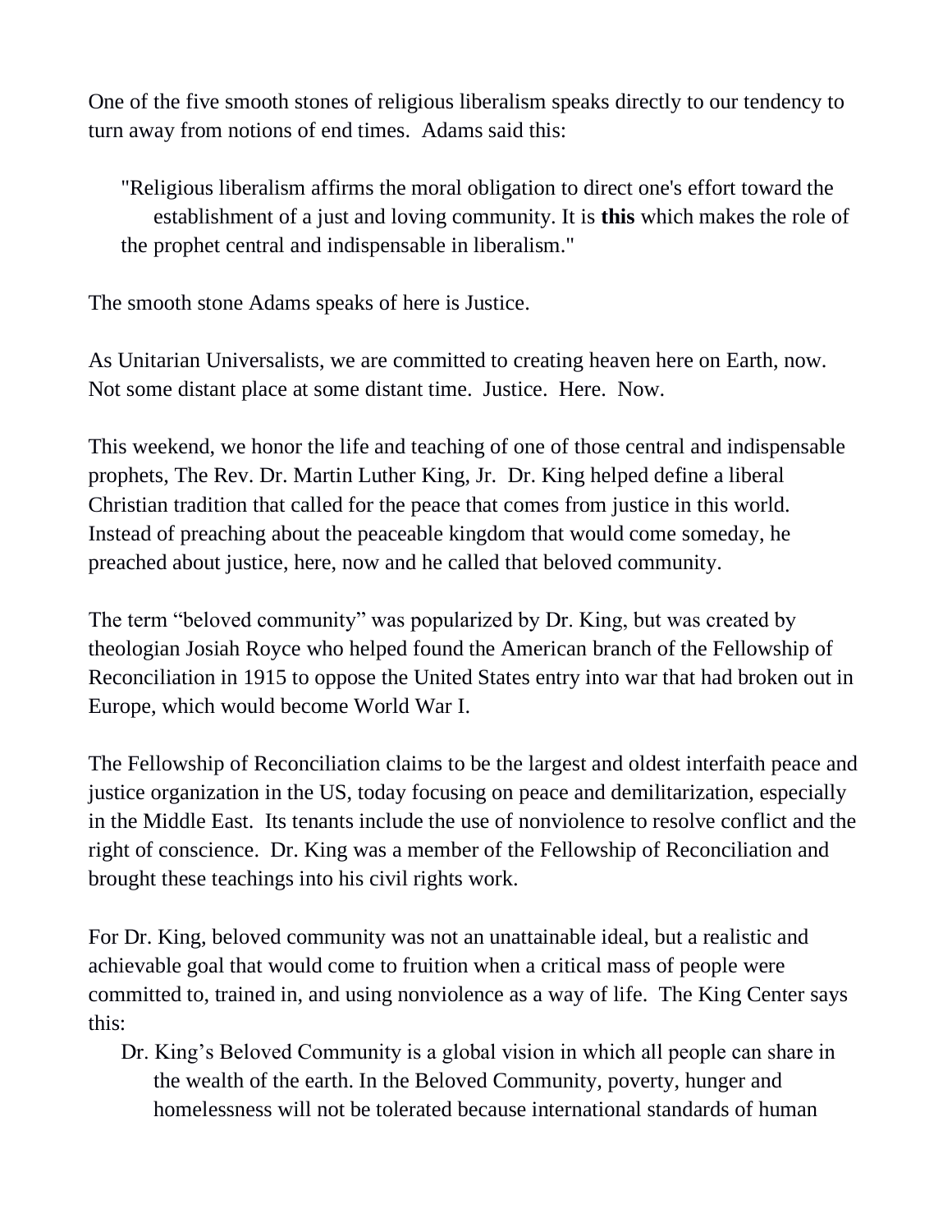One of the five smooth stones of religious liberalism speaks directly to our tendency to turn away from notions of end times. Adams said this:

> "Religious liberalism affirms the moral obligation to direct one's effort toward the establishment of a just and loving community. It is **this** which makes the role of the prophet central and indispensable in liberalism."

The smooth stone Adams speaks of here is Justice.

As Unitarian Universalists, we are committed to creating heaven here on Earth, now. Not some distant place at some distant time. Justice. Here. Now.

This weekend, we honor the life and teaching of one of those central and indispensable prophets, The Rev. Dr. Martin Luther King, Jr. Dr. King helped define a liberal Christian tradition that called for the peace that comes from justice in this world. Instead of preaching about the peaceable kingdom that would come someday, he preached about justice, here, now and he called that beloved community.

The term "beloved community" was popularized by Dr. King, but was created by theologian Josiah Royce who helped found the American branch of the Fellowship of Reconciliation in 1915 to oppose the United States entry into war that had broken out in Europe, which would become World War I.

The Fellowship of Reconciliation claims to be the largest and oldest interfaith peace and justice organization in the US, today focusing on peace and demilitarization, especially in the Middle East. Its tenants include the use of nonviolence to resolve conflict and the right of conscience. Dr. King was a member of the Fellowship of Reconciliation and brought these teachings into his civil rights work.

For Dr. King, beloved community was not an unattainable ideal, but a realistic and achievable goal that would come to fruition when a critical mass of people were committed to, trained in, and using nonviolence as a way of life. The King Center says this:

> Dr. King's Beloved Community is a global vision in which all people can share in the wealth of the earth. In the Beloved Community, poverty, hunger and homelessness will not be tolerated because international standards of human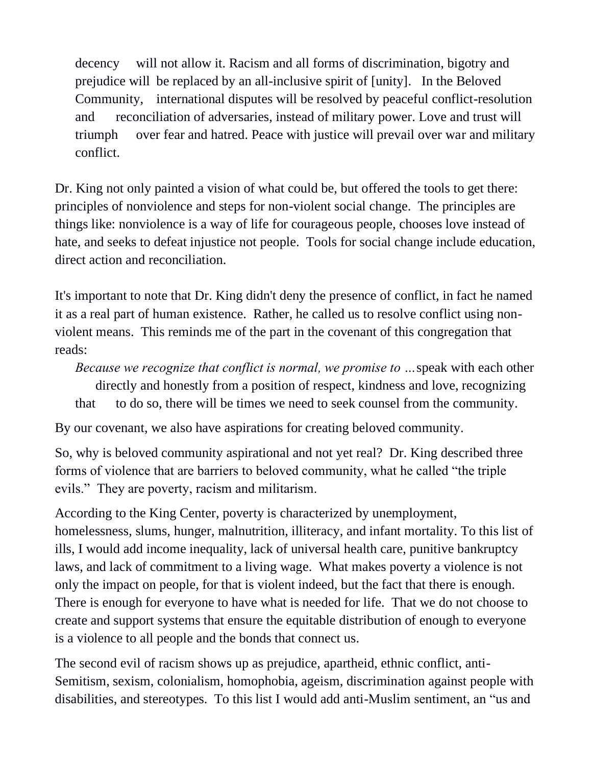> decency will not allow it. Racism and all forms of discrimination, bigotry and prejudice will be replaced by an all-inclusive spirit of [unity]. In the Beloved Community, international disputes will be resolved by peaceful conflict-resolution and reconciliation of adversaries, instead of military power. Love and trust will triumph over fear and hatred. Peace with justice will prevail over war and military conflict.

Dr. King not only painted a vision of what could be, but offered the tools to get there: principles of nonviolence and steps for non-violent social change. The principles are things like: nonviolence is a way of life for courageous people, chooses love instead of hate, and seeks to defeat injustice not people. Tools for social change include education, direct action and reconciliation.

It's important to note that Dr. King didn't deny the presence of conflict, in fact he named it as a real part of human existence. Rather, he called us to resolve conflict using non-violent means. This reminds me of the part in the covenant of this congregation that reads:

> *Because we recognize that conflict is normal, we promise to …*speak with each other directly and honestly from a position of respect, kindness and love, recognizing that to do so, there will be times we need to seek counsel from the community.

By our covenant, we also have aspirations for creating beloved community.

So, why is beloved community aspirational and not yet real? Dr. King described three forms of violence that are barriers to beloved community, what he called "the triple evils." They are poverty, racism and militarism.

According to the King Center, poverty is characterized by unemployment, homelessness, slums, hunger, malnutrition, illiteracy, and infant mortality. To this list of ills, I would add income inequality, lack of universal health care, punitive bankruptcy laws, and lack of commitment to a living wage. What makes poverty a violence is not only the impact on people, for that is violent indeed, but the fact that there is enough. There is enough for everyone to have what is needed for life. That we do not choose to create and support systems that ensure the equitable distribution of enough to everyone is a violence to all people and the bonds that connect us.

The second evil of racism shows up as prejudice, apartheid, ethnic conflict, anti-Semitism, sexism, colonialism, homophobia, ageism, discrimination against people with disabilities, and stereotypes. To this list I would add anti-Muslim sentiment, an "us and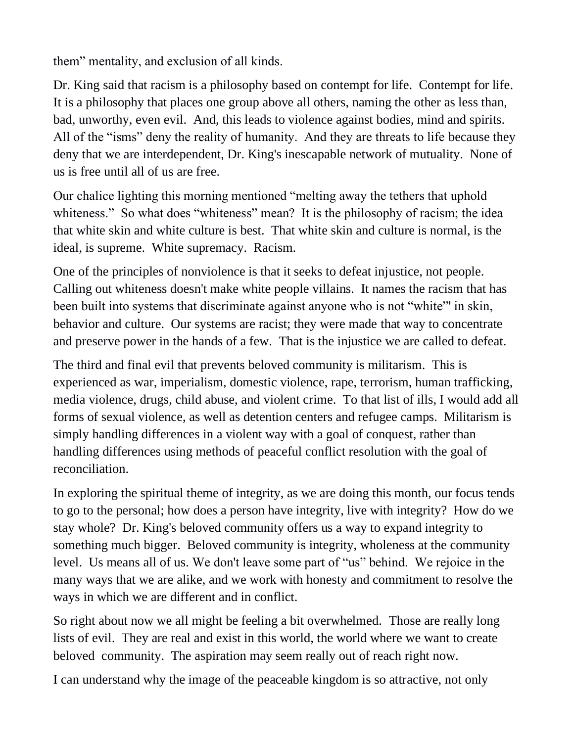them" mentality, and exclusion of all kinds.

Dr. King said that racism is a philosophy based on contempt for life. Contempt for life. It is a philosophy that places one group above all others, naming the other as less than, bad, unworthy, even evil. And, this leads to violence against bodies, mind and spirits. All of the "isms" deny the reality of humanity. And they are threats to life because they deny that we are interdependent, Dr. King's inescapable network of mutuality. None of us is free until all of us are free.

Our chalice lighting this morning mentioned "melting away the tethers that uphold whiteness." So what does "whiteness" mean? It is the philosophy of racism; the idea that white skin and white culture is best. That white skin and culture is normal, is the ideal, is supreme. White supremacy. Racism.

One of the principles of nonviolence is that it seeks to defeat injustice, not people. Calling out whiteness doesn't make white people villains. It names the racism that has been built into systems that discriminate against anyone who is not "white"' in skin, behavior and culture. Our systems are racist; they were made that way to concentrate and preserve power in the hands of a few. That is the injustice we are called to defeat.

The third and final evil that prevents beloved community is militarism. This is experienced as war, imperialism, domestic violence, rape, terrorism, human trafficking, media violence, drugs, child abuse, and violent crime. To that list of ills, I would add all forms of sexual violence, as well as detention centers and refugee camps. Militarism is simply handling differences in a violent way with a goal of conquest, rather than handling differences using methods of peaceful conflict resolution with the goal of reconciliation.

In exploring the spiritual theme of integrity, as we are doing this month, our focus tends to go to the personal; how does a person have integrity, live with integrity? How do we stay whole? Dr. King's beloved community offers us a way to expand integrity to something much bigger. Beloved community is integrity, wholeness at the community level. Us means all of us. We don't leave some part of "us" behind. We rejoice in the many ways that we are alike, and we work with honesty and commitment to resolve the ways in which we are different and in conflict.

So right about now we all might be feeling a bit overwhelmed. Those are really long lists of evil. They are real and exist in this world, the world where we want to create beloved community. The aspiration may seem really out of reach right now.

I can understand why the image of the peaceable kingdom is so attractive, not only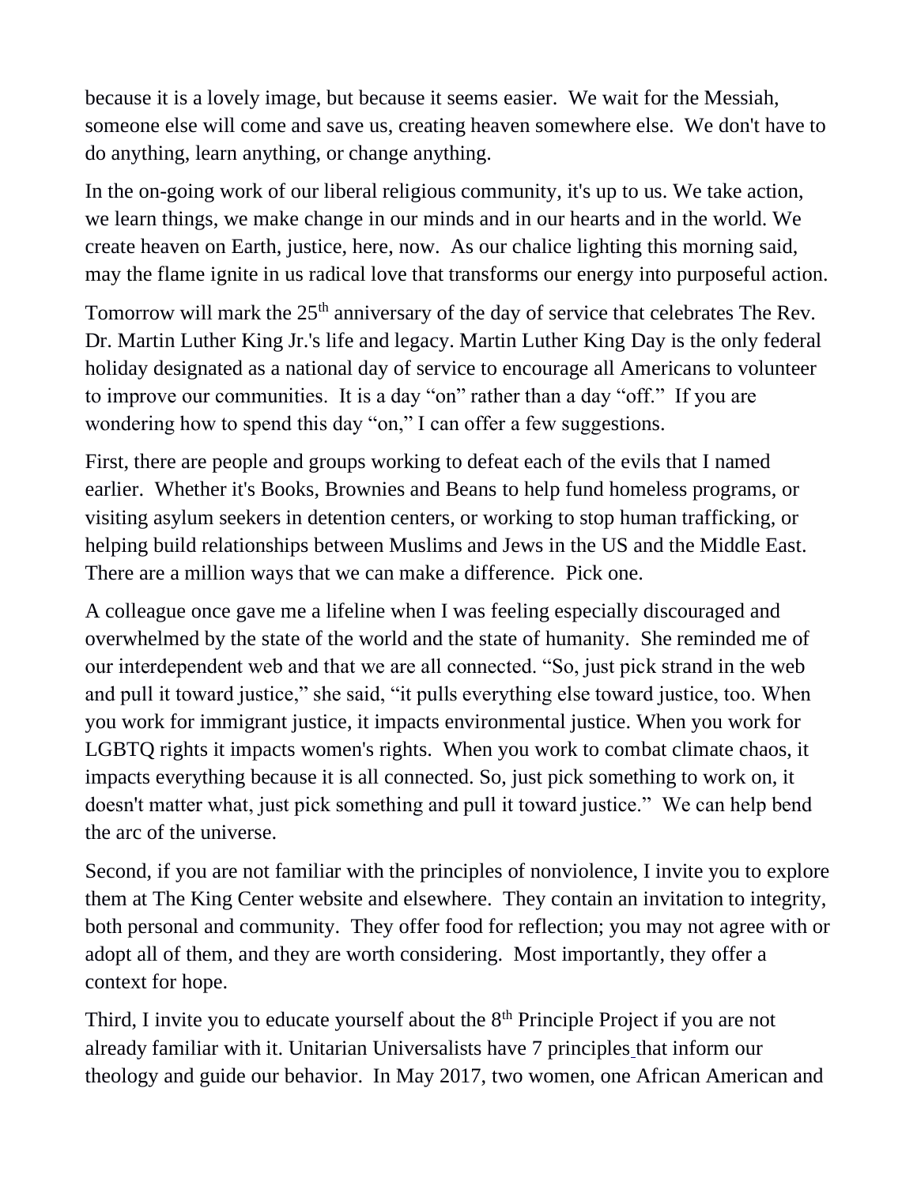because it is a lovely image, but because it seems easier. We wait for the Messiah, someone else will come and save us, creating heaven somewhere else. We don't have to do anything, learn anything, or change anything.

In the on-going work of our liberal religious community, it's up to us. We take action, we learn things, we make change in our minds and in our hearts and in the world. We create heaven on Earth, justice, here, now. As our chalice lighting this morning said, may the flame ignite in us radical love that transforms our energy into purposeful action.

Tomorrow will mark the 25th anniversary of the day of service that celebrates The Rev. Dr. Martin Luther King Jr.'s life and legacy. Martin Luther King Day is the only federal holiday designated as a national day of service to encourage all Americans to volunteer to improve our communities. It is a day "on" rather than a day "off." If you are wondering how to spend this day "on," I can offer a few suggestions.

First, there are people and groups working to defeat each of the evils that I named earlier. Whether it's Books, Brownies and Beans to help fund homeless programs, or visiting asylum seekers in detention centers, or working to stop human trafficking, or helping build relationships between Muslims and Jews in the US and the Middle East. There are a million ways that we can make a difference. Pick one.

A colleague once gave me a lifeline when I was feeling especially discouraged and overwhelmed by the state of the world and the state of humanity. She reminded me of our interdependent web and that we are all connected. "So, just pick strand in the web and pull it toward justice," she said, "it pulls everything else toward justice, too. When you work for immigrant justice, it impacts environmental justice. When you work for LGBTQ rights it impacts women's rights. When you work to combat climate chaos, it impacts everything because it is all connected. So, just pick something to work on, it doesn't matter what, just pick something and pull it toward justice." We can help bend the arc of the universe.

Second, if you are not familiar with the principles of nonviolence, I invite you to explore them at The King Center website and elsewhere. They contain an invitation to integrity, both personal and community. They offer food for reflection; you may not agree with or adopt all of them, and they are worth considering. Most importantly, they offer a context for hope.

Third, I invite you to educate yourself about the 8th Principle Project if you are not already familiar with it. Unitarian Universalists have 7 principles that inform our theology and guide our behavior. In May 2017, two women, one African American and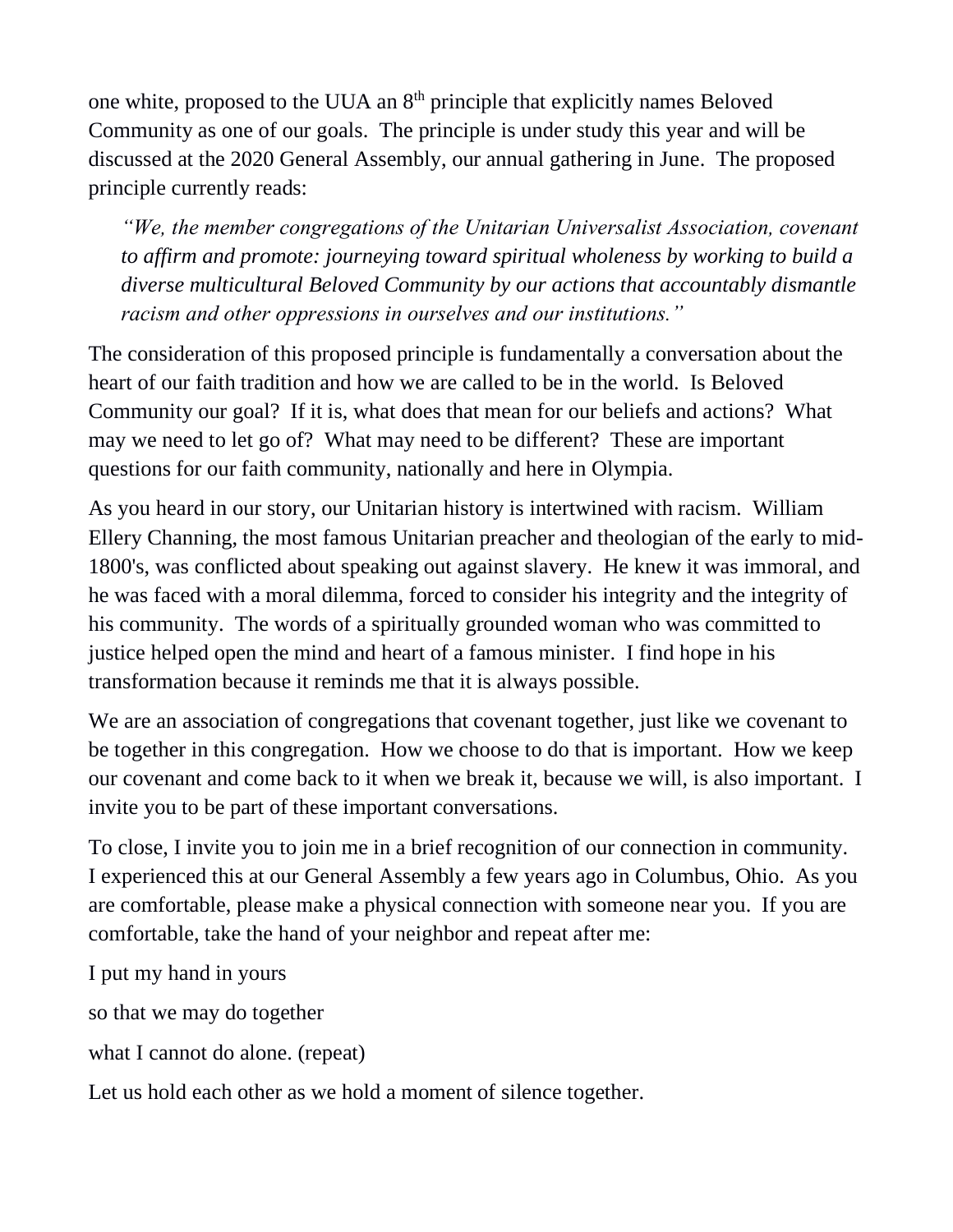one white, proposed to the UUA an 8th principle that explicitly names Beloved Community as one of our goals. The principle is under study this year and will be discussed at the 2020 General Assembly, our annual gathering in June. The proposed principle currently reads:

> *"We, the member congregations of the Unitarian Universalist Association, covenant to affirm and promote: journeying toward spiritual wholeness by working to build a diverse multicultural Beloved Community by our actions that accountably dismantle racism and other oppressions in ourselves and our institutions."*

The consideration of this proposed principle is fundamentally a conversation about the heart of our faith tradition and how we are called to be in the world. Is Beloved Community our goal? If it is, what does that mean for our beliefs and actions? What may we need to let go of? What may need to be different? These are important questions for our faith community, nationally and here in Olympia.

As you heard in our story, our Unitarian history is intertwined with racism. William Ellery Channing, the most famous Unitarian preacher and theologian of the early to mid-1800's, was conflicted about speaking out against slavery. He knew it was immoral, and he was faced with a moral dilemma, forced to consider his integrity and the integrity of his community. The words of a spiritually grounded woman who was committed to justice helped open the mind and heart of a famous minister. I find hope in his transformation because it reminds me that it is always possible.

We are an association of congregations that covenant together, just like we covenant to be together in this congregation. How we choose to do that is important. How we keep our covenant and come back to it when we break it, because we will, is also important. I invite you to be part of these important conversations.

To close, I invite you to join me in a brief recognition of our connection in community. I experienced this at our General Assembly a few years ago in Columbus, Ohio. As you are comfortable, please make a physical connection with someone near you. If you are comfortable, take the hand of your neighbor and repeat after me:

I put my hand in yours

so that we may do together

what I cannot do alone. (repeat)

Let us hold each other as we hold a moment of silence together.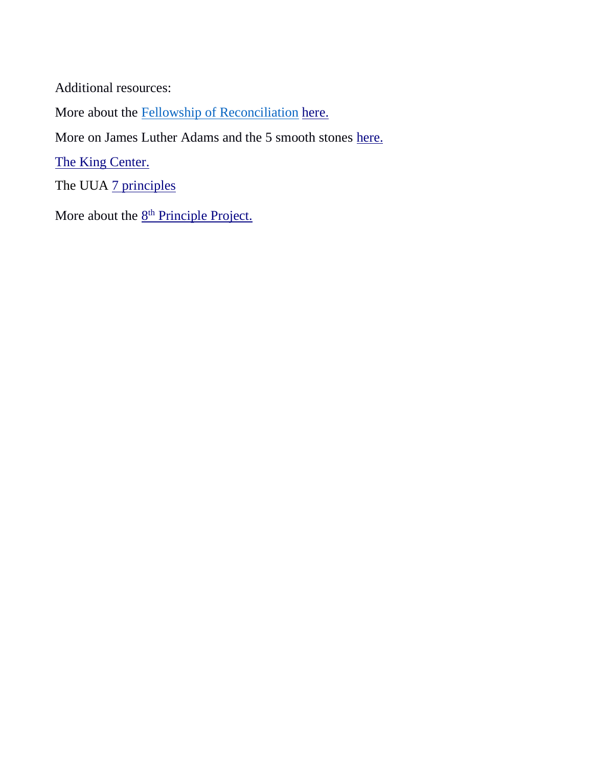Additional resources:

More about the Fellowship of Reconciliation here.

More on James Luther Adams and the 5 smooth stones here.

The King Center.

The UUA 7 principles

More about the 8th Principle Project.